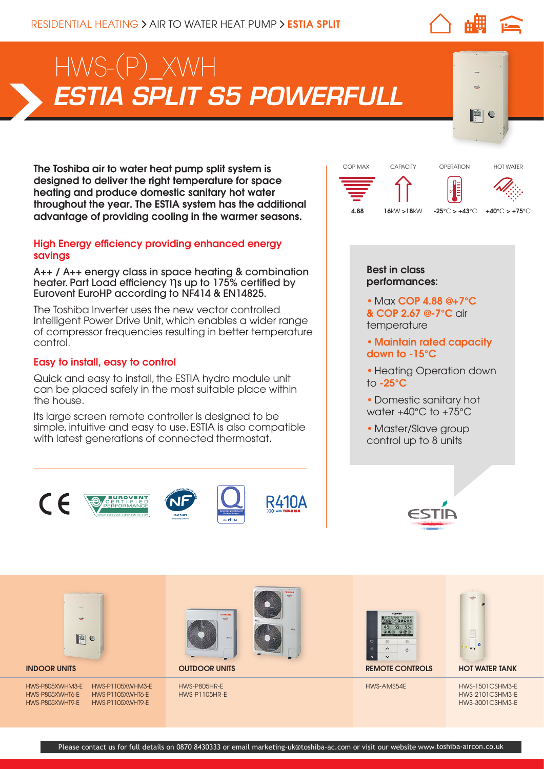RESIDENTIAL HEATING > AIR TO WATER HEAT PUMP > **ESTIA SPLIT**

# HWS-(P)_XWH
# *ESTIA SPLIT S5 POWERFULL*

**The Toshiba air to water heat pump split system is designed to deliver the right temperature for space heating and produce domestic sanitary hot water throughout the year. The ESTIA system has the additional advantage of providing cooling in the warmer seasons.**

## High Energy efficiency providing enhanced energy savings

A++ / A++ energy class in space heating & combination heater. Part Load efficiency ηs up to 175% certified by Eurovent EuroHP according to NF414 & EN14825.

The Toshiba Inverter uses the new vector controlled Intelligent Power Drive Unit, which enables a wider range of compressor frequencies resulting in better temperature control.

## Easy to install, easy to control

Quick and easy to install, the ESTIA hydro module unit can be placed safely in the most suitable place within the house.

Its large screen remote controller is designed to be simple, intuitive and easy to use. ESTIA is also compatible with latest generations of connected thermostat.

| COP MAX | CAPACITY | OPERATION | HOT WATER |
|---|---|---|---|
| 4.88 | 16kW >18kW | -25°C > +43°C | +40°C > +75°C |

**Best in class performances:**

- Max **COP 4.88 @+7°C & COP 2.67 @-7°C** air temperature
- **Maintain rated capacity down to -15°C**
- Heating Operation down to **-25°C**
- Domestic sanitary hot water +40°C to +75°C
- Master/Slave group control up to 8 units

R410A

| INDOOR UNITS | | OUTDOOR UNITS | REMOTE CONTROLS | HOT WATER TANK |
|---|---|---|---|---|
| HWS-P805XWHM3-E | HWS-P1105XWHM3-E | HWS-P805HR-E | HWS-AMS54E | HWS-1501CSHM3-E |
| HWS-P805XWHT6-E | HWS-P1105XWHT6-E | HWS-P1105HR-E | | HWS-2101CSHM3-E |
| HWS-P805XWHT9-E | HWS-P1105XWHT9-E | | | HWS-3001CSHM3-E |

Please contact us for full details on 0870 8430333 or email marketing-uk@toshiba-ac.com or visit our website www.toshiba-aircon.co.uk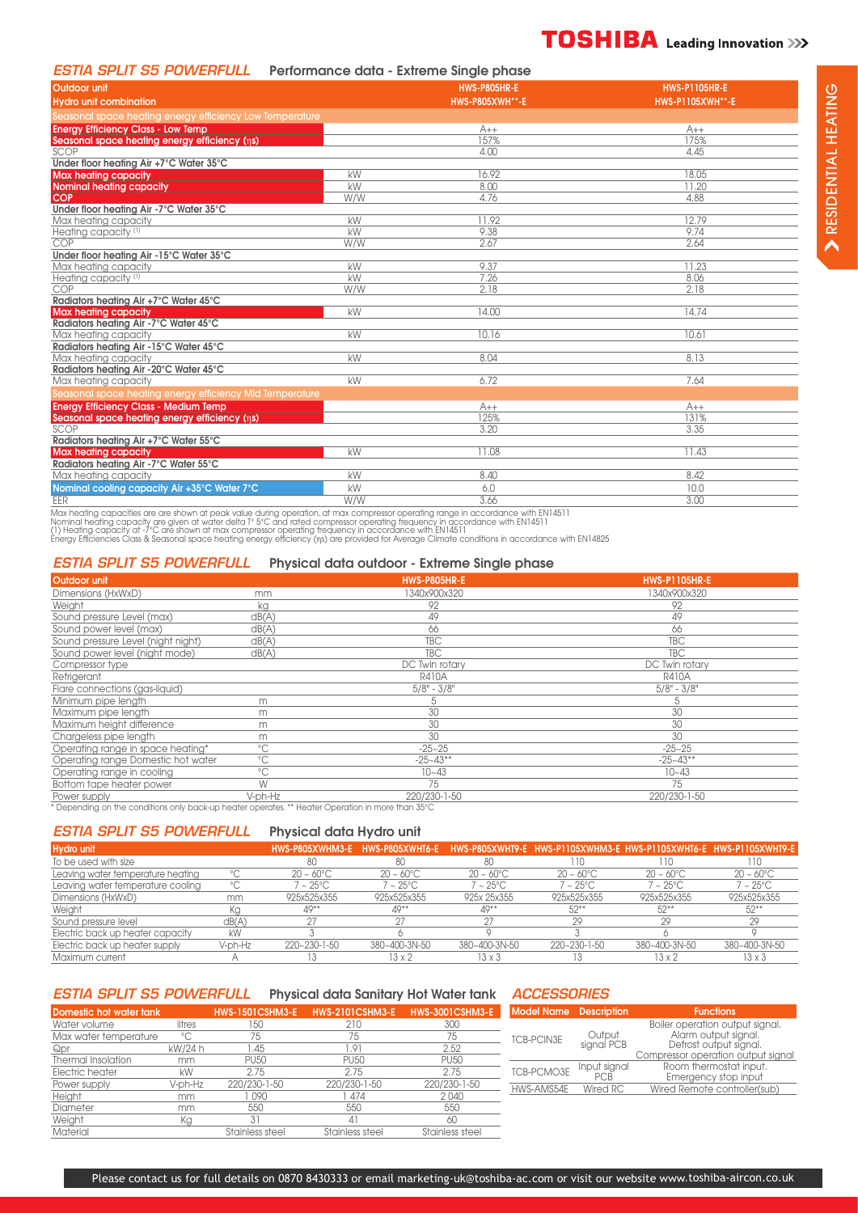## ESTIA SPLIT S5 POWERFULL Performance data - Extreme Single phase

| Outdoor unit | | HWS-P805HR-E | HWS-P1105HR-E |
|---|---|---|---|
| Hydro unit combination | | HWS-P805XWH**-E | HWS-P1105XWH**-E |
| Seasonal space heating energy efficiency Low Temperature | | | |
| Energy Efficiency Class - Low Temp | | A++ | A++ |
| Seasonal space heating energy efficiency (ηs) | | 157% | 175% |
| SCOP | | 4.00 | 4.45 |
| Under floor heating Air +7°C Water 35°C | | | |
| Max heating capacity | kW | 16.92 | 18.05 |
| Nominal heating capacity | kW | 8.00 | 11.20 |
| COP | W/W | 4.76 | 4.88 |
| Under floor heating Air -7°C Water 35°C | | | |
| Max heating capacity | kW | 11.92 | 12.79 |
| Heating capacity (1) | kW | 9.38 | 9.74 |
| COP | W/W | 2.67 | 2.64 |
| Under floor heating Air -15°C Water 35°C | | | |
| Max heating capacity | kW | 9.37 | 11.23 |
| Heating capacity (1) | kW | 7.26 | 8.06 |
| COP | W/W | 2.18 | 2.18 |
| Radiators heating Air +7°C Water 45°C | | | |
| Max heating capacity | kW | 14.00 | 14.74 |
| Radiators heating Air -7°C Water 45°C | | | |
| Max heating capacity | kW | 10.16 | 10.61 |
| Radiators heating Air -15°C Water 45°C | | | |
| Max heating capacity | kW | 8.04 | 8.13 |
| Radiators heating Air -20°C Water 45°C | | | |
| Max heating capacity | kW | 6.72 | 7.64 |
| Seasonal space heating energy efficiency Mid Temperature | | | |
| Energy Efficiency Class - Medium Temp | | A++ | A++ |
| Seasonal space heating energy efficiency (ηs) | | 125% | 131% |
| SCOP | | 3.20 | 3.35 |
| Radiators heating Air +7°C Water 55°C | | | |
| Max heating capacity | kW | 11.08 | 11.43 |
| Radiators heating Air -7°C Water 55°C | | | |
| Max heating capacity | kW | 8.40 | 8.42 |
| Nominal cooling capacity Air +35°C Water 7°C | kW | 6.0 | 10.0 |
| EER | W/W | 3.66 | 3.00 |

Max heating capacities are are shown at peak value during operation, at max compressor operating range in accordance with EN14511
Nominal heating capacity are given at water delta T° 5°C and rated compressor operating frequency in accordance with EN14511
(1) Heating capacity at -7°C are shown at max compressor operating frequency in accordance with EN14511
Energy Efficiencies Class & Seasonal space heating energy efficiency (ηs) are provided for Average Climate conditions in accordance with EN14825

## ESTIA SPLIT S5 POWERFULL Physical data outdoor - Extreme Single phase

| Outdoor unit | | HWS-P805HR-E | HWS-P1105HR-E |
|---|---|---|---|
| Dimensions (HxWxD) | mm | 1340x900x320 | 1340x900x320 |
| Weight | kg | 92 | 92 |
| Sound pressure Level (max) | dB(A) | 49 | 49 |
| Sound power level (max) | dB(A) | 66 | 66 |
| Sound pressure Level (night night) | dB(A) | TBC | TBC |
| Sound power level (night mode) | dB(A) | TBC | TBC |
| Compressor type | | DC Twin rotary | DC Twin rotary |
| Refrigerant | | R410A | R410A |
| Flare connections (gas-liquid) | | 5/8" - 3/8" | 5/8" - 3/8" |
| Minimum pipe length | m | 5 | 5 |
| Maximum pipe length | m | 30 | 30 |
| Maximum height difference | m | 30 | 30 |
| Chargeless pipe length | m | 30 | 30 |
| Operating range in space heating* | °C | -25~25 | -25~25 |
| Operating range Domestic hot water | °C | -25~43** | -25~43** |
| Operating range in cooling | °C | 10~43 | 10~43 |
| Bottom tape heater power | W | 75 | 75 |
| Power supply | V-ph-Hz | 220/230-1-50 | 220/230-1-50 |

* Depending on the conditions only back-up heater operates. ** Heater Operation in more than 35°C

## ESTIA SPLIT S5 POWERFULL Physical data Hydro unit

| Hydro unit | | HWS-P805XWHM3-E | HWS-P805XWHT6-E | HWS-P805XWHT9-E | HWS-P1105XWHM3-E | HWS-P1105XWHT6-E | HWS-P1105XWHT9-E |
|---|---|---|---|---|---|---|---|
| To be used with size | | 80 | 80 | 80 | 110 | 110 | 110 |
| Leaving water temperature heating | °C | 20 ~ 60°C | 20 ~ 60°C | 20 ~ 60°C | 20 ~ 60°C | 20 ~ 60°C | 20 ~ 60°C |
| Leaving water temperature cooling | °C | 7 ~ 25°C | 7 ~ 25°C | 7 ~ 25°C | 7 ~ 25°C | 7 ~ 25°C | 7 ~ 25°C |
| Dimensions (HxWxD) | mm | 925x525x355 | 925x525x355 | 925x 25x355 | 925x525x355 | 925x525x355 | 925x525x355 |
| Weight | Kg | 49** | 49** | 49** | 52** | 52** | 52** |
| Sound pressure level | dB(A) | 27 | 27 | 27 | 29 | 29 | 29 |
| Electric back up heater capacity | kW | 3 | 6 | 9 | 3 | 6 | 9 |
| Electric back up heater supply | V-ph-Hz | 220~230-1-50 | 380~400-3N-50 | 380~400-3N-50 | 220~230-1-50 | 380~400-3N-50 | 380~400-3N-50 |
| Maximum current | A | 13 | 13 x 2 | 13 x 3 | 13 | 13 x 2 | 13 x 3 |

## ESTIA SPLIT S5 POWERFULL Physical data Sanitary Hot Water tank

| Domestic hot water tank | | HWS-1501CSHM3-E | HWS-2101CSHM3-E | HWS-3001CSHM3-E |
|---|---|---|---|---|
| Water volume | litres | 150 | 210 | 300 |
| Max water temperature | °C | 75 | 75 | 75 |
| Qpr | kW/24 h | 1.45 | 1.91 | 2.52 |
| Thermal Insolation | mm | PU50 | PU50 | PU50 |
| Electric heater | kW | 2.75 | 2.75 | 2.75 |
| Power supply | V-ph-Hz | 220/230-1-50 | 220/230-1-50 | 220/230-1-50 |
| Height | mm | 1 090 | 1 474 | 2 040 |
| Diameter | mm | 550 | 550 | 550 |
| Weight | Kg | 31 | 41 | 60 |
| Material | | Stainless steel | Stainless steel | Stainless steel |

## ACCESSORIES

| Model Name | Description | Functions |
|---|---|---|
| TCB-PCIN3E | Output signal PCB | Boiler operation output signal. Alarm output signal. Defrost output signal. Compressor operation output signal |
| TCB-PCMO3E | Input signal PCB | Room thermostat input. Emergency stop input |
| HWS-AMS54E | Wired RC | Wired Remote controller(sub) |

Please contact us for full details on 0870 8430333 or email marketing-uk@toshiba-ac.com or visit our website www.toshiba-aircon.co.uk